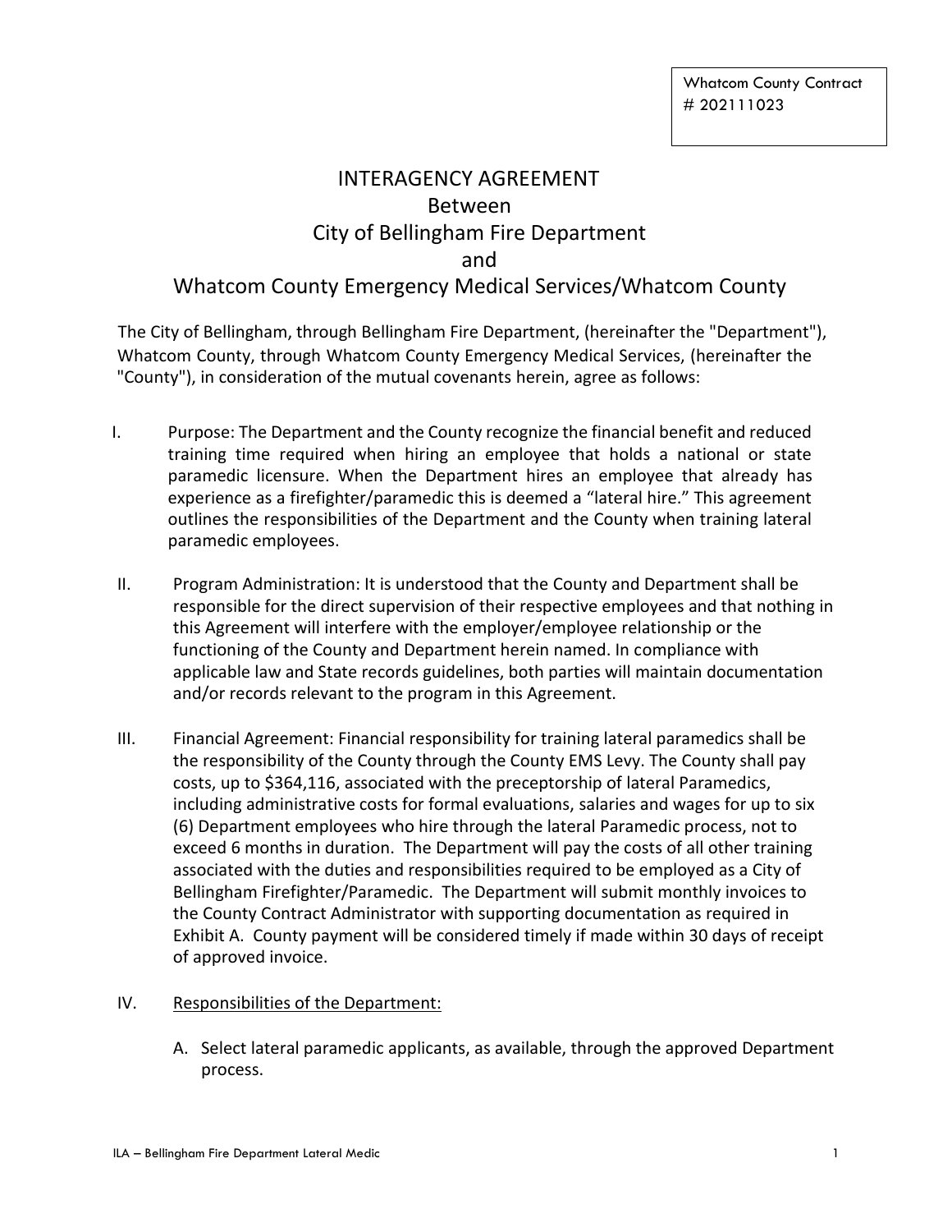Whatcom County Contract # 202111023

# INTERAGENCY AGREEMENT
## Between
## City of Bellingham Fire Department
## and
## Whatcom County Emergency Medical Services/Whatcom County

The City of Bellingham, through Bellingham Fire Department, (hereinafter the "Department"), Whatcom County, through Whatcom County Emergency Medical Services, (hereinafter the "County"), in consideration of the mutual covenants herein, agree as follows:

I. Purpose: The Department and the County recognize the financial benefit and reduced training time required when hiring an employee that holds a national or state paramedic licensure. When the Department hires an employee that already has experience as a firefighter/paramedic this is deemed a "lateral hire." This agreement outlines the responsibilities of the Department and the County when training lateral paramedic employees.

II. Program Administration: It is understood that the County and Department shall be responsible for the direct supervision of their respective employees and that nothing in this Agreement will interfere with the employer/employee relationship or the functioning of the County and Department herein named. In compliance with applicable law and State records guidelines, both parties will maintain documentation and/or records relevant to the program in this Agreement.

III. Financial Agreement: Financial responsibility for training lateral paramedics shall be the responsibility of the County through the County EMS Levy. The County shall pay costs, up to $364,116, associated with the preceptorship of lateral Paramedics, including administrative costs for formal evaluations, salaries and wages for up to six (6) Department employees who hire through the lateral Paramedic process, not to exceed 6 months in duration. The Department will pay the costs of all other training associated with the duties and responsibilities required to be employed as a City of Bellingham Firefighter/Paramedic. The Department will submit monthly invoices to the County Contract Administrator with supporting documentation as required in Exhibit A. County payment will be considered timely if made within 30 days of receipt of approved invoice.

IV. <u>Responsibilities of the Department:</u>

A. Select lateral paramedic applicants, as available, through the approved Department process.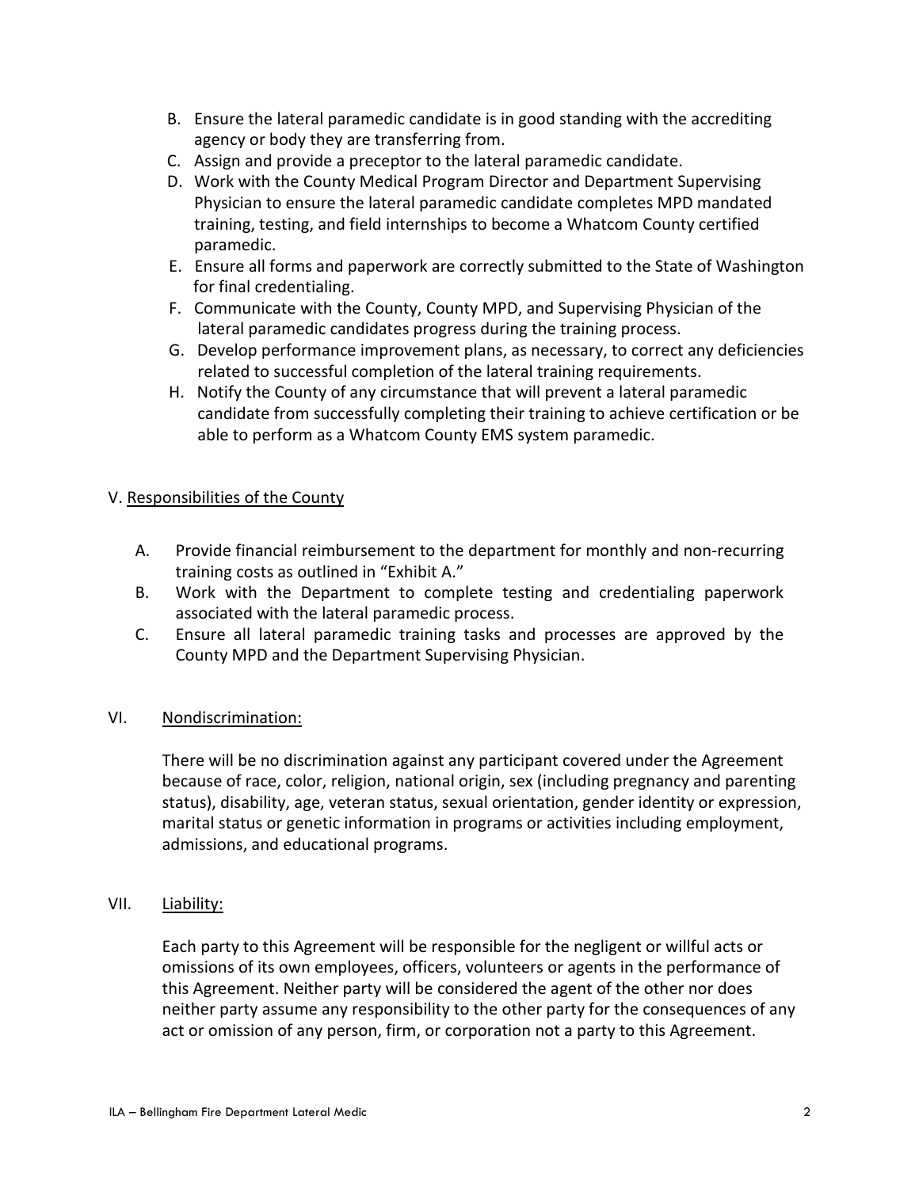B. Ensure the lateral paramedic candidate is in good standing with the accrediting agency or body they are transferring from.
C. Assign and provide a preceptor to the lateral paramedic candidate.
D. Work with the County Medical Program Director and Department Supervising Physician to ensure the lateral paramedic candidate completes MPD mandated training, testing, and field internships to become a Whatcom County certified paramedic.
E. Ensure all forms and paperwork are correctly submitted to the State of Washington for final credentialing.
F. Communicate with the County, County MPD, and Supervising Physician of the lateral paramedic candidates progress during the training process.
G. Develop performance improvement plans, as necessary, to correct any deficiencies related to successful completion of the lateral training requirements.
H. Notify the County of any circumstance that will prevent a lateral paramedic candidate from successfully completing their training to achieve certification or be able to perform as a Whatcom County EMS system paramedic.

## V. Responsibilities of the County

A. Provide financial reimbursement to the department for monthly and non-recurring training costs as outlined in "Exhibit A."
B. Work with the Department to complete testing and credentialing paperwork associated with the lateral paramedic process.
C. Ensure all lateral paramedic training tasks and processes are approved by the County MPD and the Department Supervising Physician.

## VI. Nondiscrimination:

There will be no discrimination against any participant covered under the Agreement because of race, color, religion, national origin, sex (including pregnancy and parenting status), disability, age, veteran status, sexual orientation, gender identity or expression, marital status or genetic information in programs or activities including employment, admissions, and educational programs.

## VII. Liability:

Each party to this Agreement will be responsible for the negligent or willful acts or omissions of its own employees, officers, volunteers or agents in the performance of this Agreement. Neither party will be considered the agent of the other nor does neither party assume any responsibility to the other party for the consequences of any act or omission of any person, firm, or corporation not a party to this Agreement.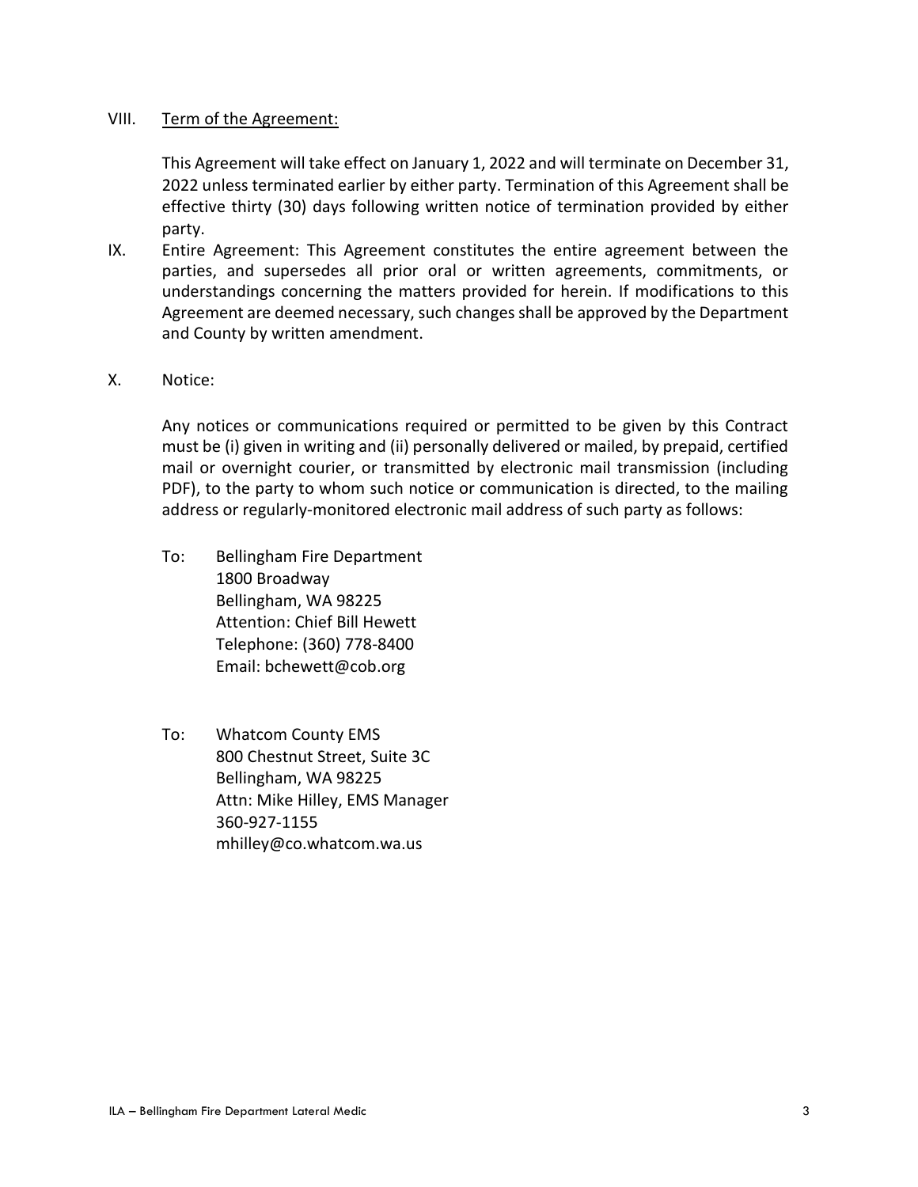VIII. <u>Term of the Agreement:</u>

This Agreement will take effect on January 1, 2022 and will terminate on December 31, 2022 unless terminated earlier by either party. Termination of this Agreement shall be effective thirty (30) days following written notice of termination provided by either party.

IX. Entire Agreement: This Agreement constitutes the entire agreement between the parties, and supersedes all prior oral or written agreements, commitments, or understandings concerning the matters provided for herein. If modifications to this Agreement are deemed necessary, such changes shall be approved by the Department and County by written amendment.

X. Notice:

Any notices or communications required or permitted to be given by this Contract must be (i) given in writing and (ii) personally delivered or mailed, by prepaid, certified mail or overnight courier, or transmitted by electronic mail transmission (including PDF), to the party to whom such notice or communication is directed, to the mailing address or regularly-monitored electronic mail address of such party as follows:

To: Bellingham Fire Department
1800 Broadway
Bellingham, WA 98225
Attention: Chief Bill Hewett
Telephone: (360) 778-8400
Email: bchewett@cob.org

To: Whatcom County EMS
800 Chestnut Street, Suite 3C
Bellingham, WA 98225
Attn: Mike Hilley, EMS Manager
360-927-1155
mhilley@co.whatcom.wa.us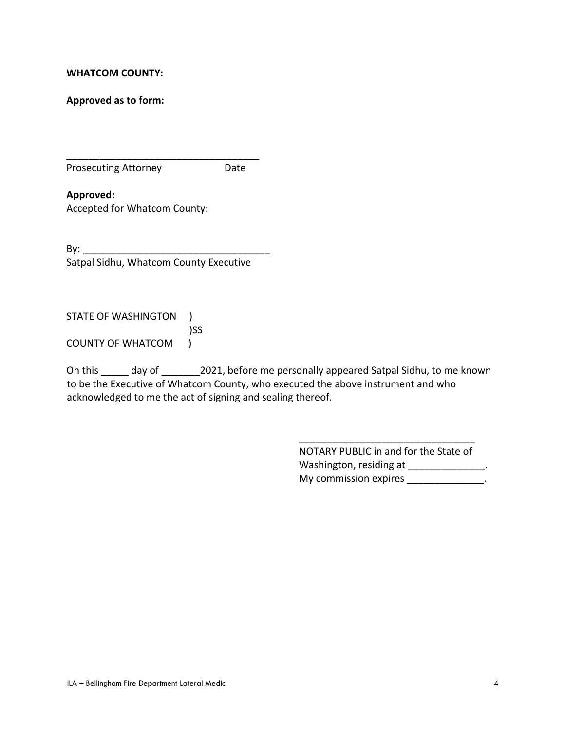**WHATCOM COUNTY:**

**Approved as to form:**

___________________________________
Prosecuting Attorney Date

**Approved:**
Accepted for Whatcom County:

By: _________________________________
Satpal Sidhu, Whatcom County Executive

STATE OF WASHINGTON )
)SS
COUNTY OF WHATCOM )

On this _____ day of _______2021, before me personally appeared Satpal Sidhu, to me known to be the Executive of Whatcom County, who executed the above instrument and who acknowledged to me the act of signing and sealing thereof.

________________________________
NOTARY PUBLIC in and for the State of Washington, residing at ______________.
My commission expires ______________.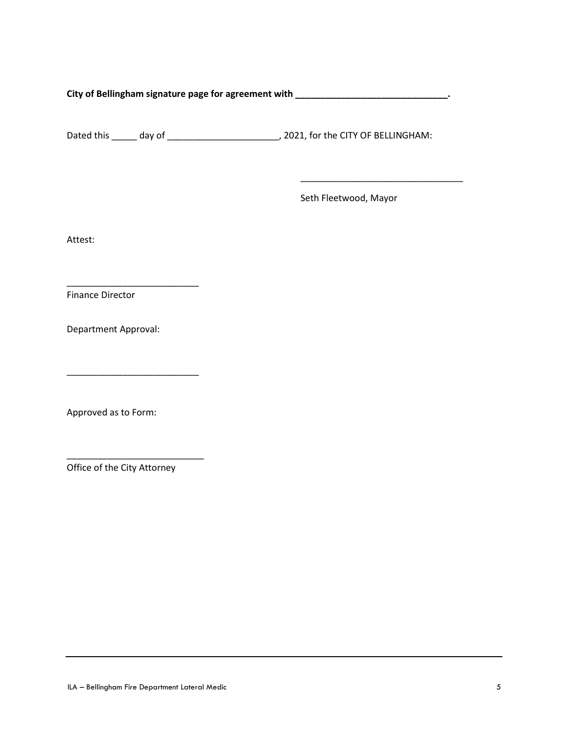**City of Bellingham signature page for agreement with ______________________________.**

Dated this _____ day of ______________________, 2021, for the CITY OF BELLINGHAM:

________________________________

Seth Fleetwood, Mayor

Attest:

__________________________

Finance Director

Department Approval:

__________________________

Approved as to Form:

___________________________

Office of the City Attorney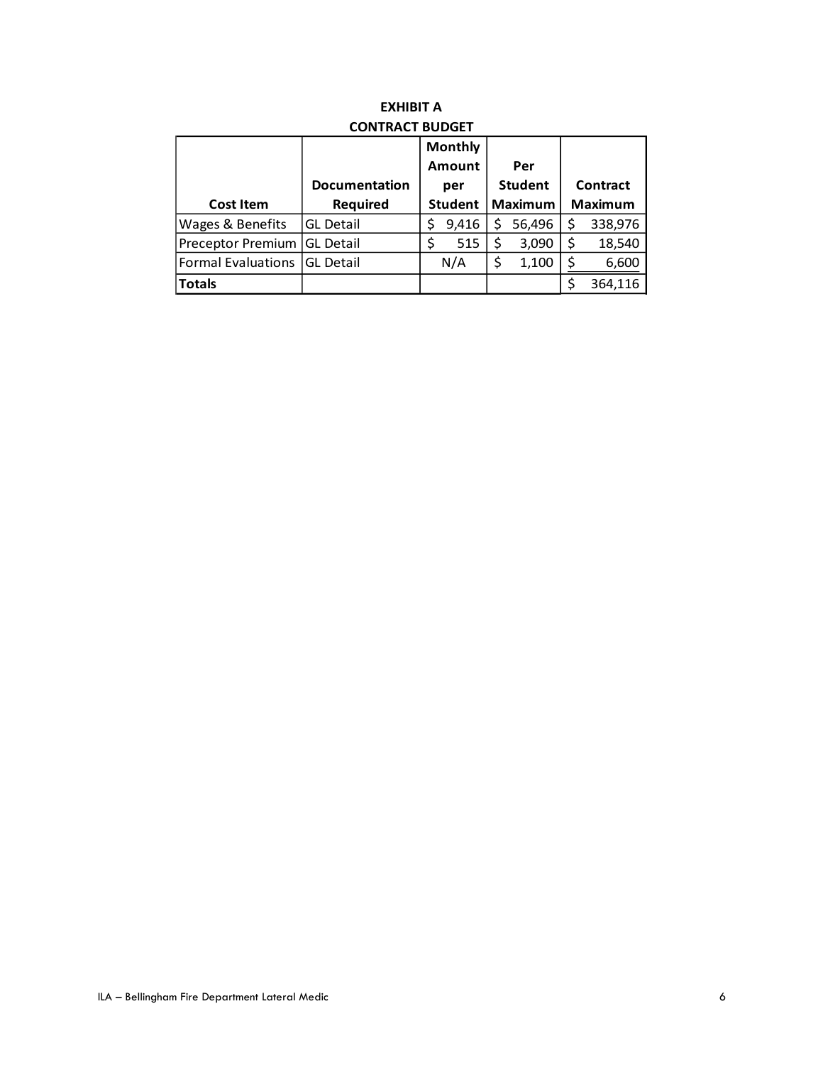# EXHIBIT A

## CONTRACT BUDGET

| Cost Item | Documentation Required | Monthly Amount per Student | Per Student Maximum | Contract Maximum |
|---|---|---|---|---|
| Wages & Benefits | GL Detail | $ 9,416 | $ 56,496 | $ 338,976 |
| Preceptor Premium | GL Detail | $ 515 | $ 3,090 | $ 18,540 |
| Formal Evaluations | GL Detail | N/A | $ 1,100 | $ 6,600 |
| **Totals** | | | | $ 364,116 |